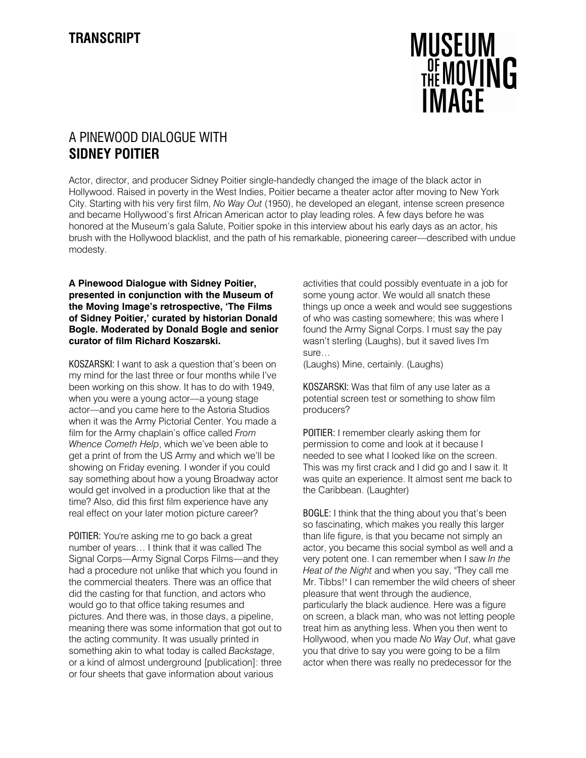**TRANSCRIPT**

MUSEUM OF THE MOVING IMAGE

# A PINEWOOD DIALOGUE WITH **SIDNEY POITIER**

Actor, director, and producer Sidney Poitier single-handedly changed the image of the black actor in Hollywood. Raised in poverty in the West Indies, Poitier became a theater actor after moving to New York City. Starting with his very first film, *No Way Out* (1950), he developed an elegant, intense screen presence and became Hollywood's first African American actor to play leading roles. A few days before he was honored at the Museum's gala Salute, Poitier spoke in this interview about his early days as an actor, his brush with the Hollywood blacklist, and the path of his remarkable, pioneering career—described with undue modesty.

**A Pinewood Dialogue with Sidney Poitier, presented in conjunction with the Museum of the Moving Image's retrospective, 'The Films of Sidney Poitier,' curated by historian Donald Bogle. Moderated by Donald Bogle and senior curator of film Richard Koszarski.**

KOSZARSKI: I want to ask a question that's been on my mind for the last three or four months while I've been working on this show. It has to do with 1949, when you were a young actor—a young stage actor—and you came here to the Astoria Studios when it was the Army Pictorial Center. You made a film for the Army chaplain's office called *From Whence Cometh Help*, which we've been able to get a print of from the US Army and which we'll be showing on Friday evening. I wonder if you could say something about how a young Broadway actor would get involved in a production like that at the time? Also, did this first film experience have any real effect on your later motion picture career?

POITIER: You're asking me to go back a great number of years… I think that it was called The Signal Corps—Army Signal Corps Films—and they had a procedure not unlike that which you found in the commercial theaters. There was an office that did the casting for that function, and actors who would go to that office taking resumes and pictures. And there was, in those days, a pipeline, meaning there was some information that got out to the acting community. It was usually printed in something akin to what today is called *Backstage*, or a kind of almost underground [publication]: three or four sheets that gave information about various activities that could possibly eventuate in a job for some young actor. We would all snatch these things up once a week and would see suggestions of who was casting somewhere; this was where I found the Army Signal Corps. I must say the pay wasn't sterling (Laughs), but it saved lives I'm sure…
(Laughs) Mine, certainly. (Laughs)

KOSZARSKI: Was that film of any use later as a potential screen test or something to show film producers?

POITIER: I remember clearly asking them for permission to come and look at it because I needed to see what I looked like on the screen. This was my first crack and I did go and I saw it. It was quite an experience. It almost sent me back to the Caribbean. (Laughter)

BOGLE: I think that the thing about you that's been so fascinating, which makes you really this larger than life figure, is that you became not simply an actor, you became this social symbol as well and a very potent one. I can remember when I saw *In the Heat of the Night* and when you say, "They call me Mr. Tibbs!" I can remember the wild cheers of sheer pleasure that went through the audience, particularly the black audience. Here was a figure on screen, a black man, who was not letting people treat him as anything less. When you then went to Hollywood, when you made *No Way Out*, what gave you that drive to say you were going to be a film actor when there was really no predecessor for the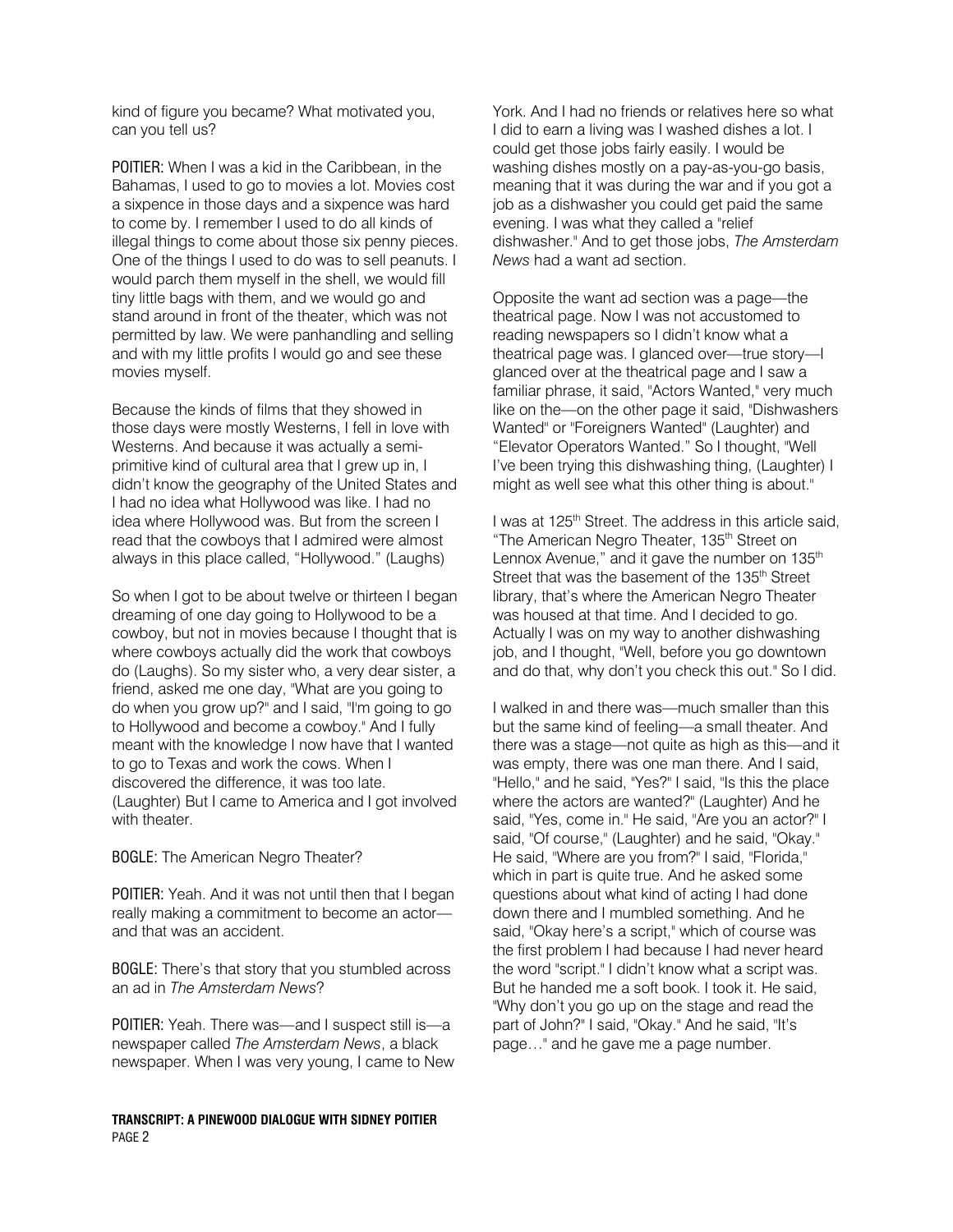kind of figure you became? What motivated you, can you tell us?

**POITIER:** When I was a kid in the Caribbean, in the Bahamas, I used to go to movies a lot. Movies cost a sixpence in those days and a sixpence was hard to come by. I remember I used to do all kinds of illegal things to come about those six penny pieces. One of the things I used to do was to sell peanuts. I would parch them myself in the shell, we would fill tiny little bags with them, and we would go and stand around in front of the theater, which was not permitted by law. We were panhandling and selling and with my little profits I would go and see these movies myself.

Because the kinds of films that they showed in those days were mostly Westerns, I fell in love with Westerns. And because it was actually a semi-primitive kind of cultural area that I grew up in, I didn't know the geography of the United States and I had no idea what Hollywood was like. I had no idea where Hollywood was. But from the screen I read that the cowboys that I admired were almost always in this place called, "Hollywood." (Laughs)

So when I got to be about twelve or thirteen I began dreaming of one day going to Hollywood to be a cowboy, but not in movies because I thought that is where cowboys actually did the work that cowboys do (Laughs). So my sister who, a very dear sister, a friend, asked me one day, "What are you going to do when you grow up?" and I said, "I'm going to go to Hollywood and become a cowboy." And I fully meant with the knowledge I now have that I wanted to go to Texas and work the cows. When I discovered the difference, it was too late. (Laughter) But I came to America and I got involved with theater.

**BOGLE:** The American Negro Theater?

**POITIER:** Yeah. And it was not until then that I began really making a commitment to become an actor—and that was an accident.

**BOGLE:** There's that story that you stumbled across an ad in *The Amsterdam News*?

**POITIER:** Yeah. There was—and I suspect still is—a newspaper called *The Amsterdam News*, a black newspaper. When I was very young, I came to New York. And I had no friends or relatives here so what I did to earn a living was I washed dishes a lot. I could get those jobs fairly easily. I would be washing dishes mostly on a pay-as-you-go basis, meaning that it was during the war and if you got a job as a dishwasher you could get paid the same evening. I was what they called a "relief dishwasher." And to get those jobs, *The Amsterdam News* had a want ad section.

Opposite the want ad section was a page—the theatrical page. Now I was not accustomed to reading newspapers so I didn't know what a theatrical page was. I glanced over—true story—I glanced over at the theatrical page and I saw a familiar phrase, it said, "Actors Wanted," very much like on the—on the other page it said, "Dishwashers Wanted" or "Foreigners Wanted" (Laughter) and "Elevator Operators Wanted." So I thought, "Well I've been trying this dishwashing thing, (Laughter) I might as well see what this other thing is about."

I was at 125th Street. The address in this article said, "The American Negro Theater, 135th Street on Lennox Avenue," and it gave the number on 135th Street that was the basement of the 135th Street library, that's where the American Negro Theater was housed at that time. And I decided to go. Actually I was on my way to another dishwashing job, and I thought, "Well, before you go downtown and do that, why don't you check this out." So I did.

I walked in and there was—much smaller than this but the same kind of feeling—a small theater. And there was a stage—not quite as high as this—and it was empty, there was one man there. And I said, "Hello," and he said, "Yes?" I said, "Is this the place where the actors are wanted?" (Laughter) And he said, "Yes, come in." He said, "Are you an actor?" I said, "Of course," (Laughter) and he said, "Okay." He said, "Where are you from?" I said, "Florida," which in part is quite true. And he asked some questions about what kind of acting I had done down there and I mumbled something. And he said, "Okay here's a script," which of course was the first problem I had because I had never heard the word "script." I didn't know what a script was. But he handed me a soft book. I took it. He said, "Why don't you go up on the stage and read the part of John?" I said, "Okay." And he said, "It's page…" and he gave me a page number.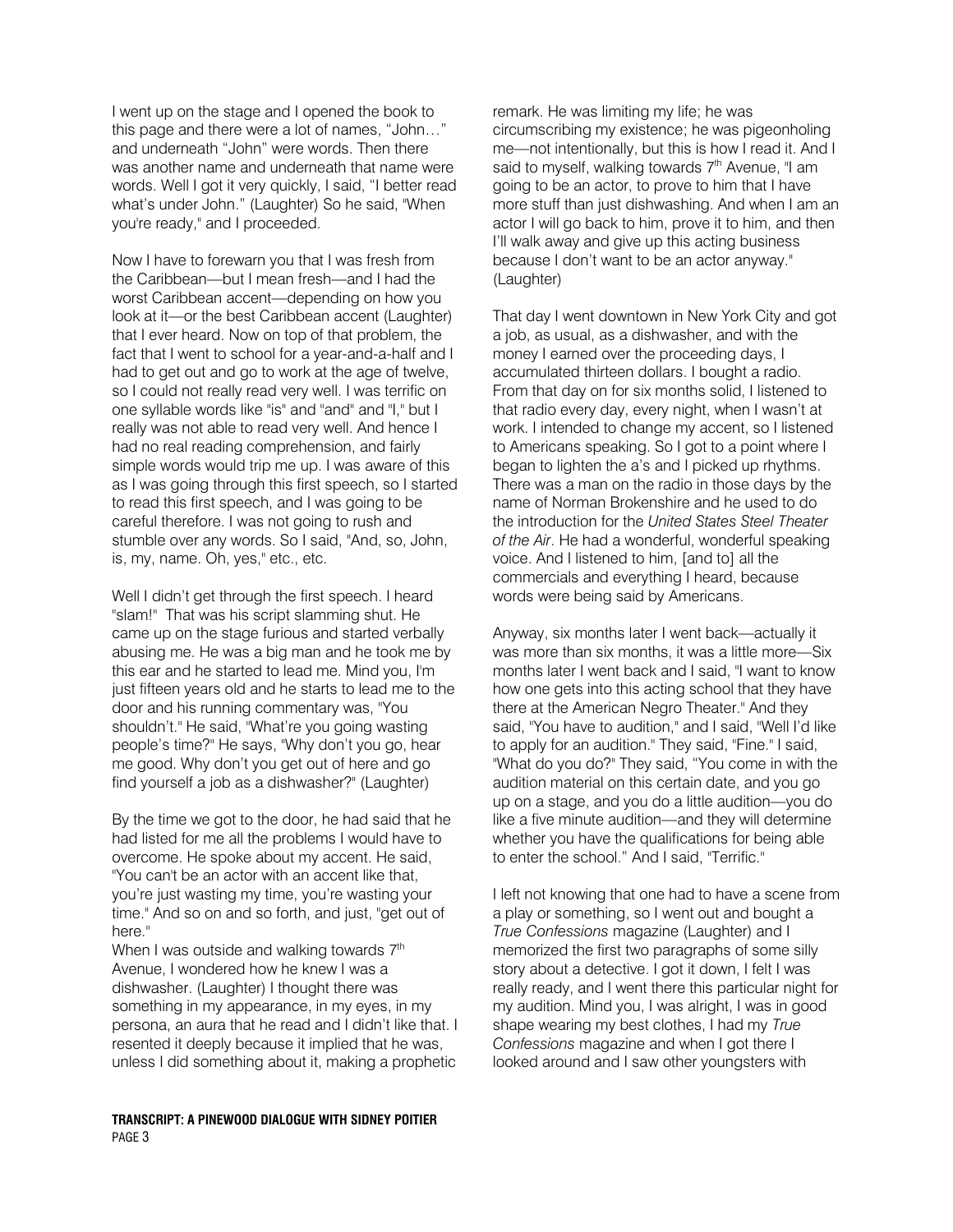I went up on the stage and I opened the book to this page and there were a lot of names, "John…" and underneath "John" were words. Then there was another name and underneath that name were words. Well I got it very quickly, I said, "I better read what's under John." (Laughter) So he said, "When you're ready," and I proceeded.

Now I have to forewarn you that I was fresh from the Caribbean—but I mean fresh—and I had the worst Caribbean accent—depending on how you look at it—or the best Caribbean accent (Laughter) that I ever heard. Now on top of that problem, the fact that I went to school for a year-and-a-half and I had to get out and go to work at the age of twelve, so I could not really read very well. I was terrific on one syllable words like "is" and "and" and "I," but I really was not able to read very well. And hence I had no real reading comprehension, and fairly simple words would trip me up. I was aware of this as I was going through this first speech, so I started to read this first speech, and I was going to be careful therefore. I was not going to rush and stumble over any words. So I said, "And, so, John, is, my, name. Oh, yes," etc., etc.

Well I didn't get through the first speech. I heard "slam!" That was his script slamming shut. He came up on the stage furious and started verbally abusing me. He was a big man and he took me by this ear and he started to lead me. Mind you, I'm just fifteen years old and he starts to lead me to the door and his running commentary was, "You shouldn't." He said, "What're you going wasting people's time?" He says, "Why don't you go, hear me good. Why don't you get out of here and go find yourself a job as a dishwasher?" (Laughter)

By the time we got to the door, he had said that he had listed for me all the problems I would have to overcome. He spoke about my accent. He said, "You can't be an actor with an accent like that, you're just wasting my time, you're wasting your time." And so on and so forth, and just, "get out of here."

When I was outside and walking towards 7th Avenue, I wondered how he knew I was a dishwasher. (Laughter) I thought there was something in my appearance, in my eyes, in my persona, an aura that he read and I didn't like that. I resented it deeply because it implied that he was, unless I did something about it, making a prophetic remark. He was limiting my life; he was circumscribing my existence; he was pigeonholing me—not intentionally, but this is how I read it. And I said to myself, walking towards 7th Avenue, "I am going to be an actor, to prove to him that I have more stuff than just dishwashing. And when I am an actor I will go back to him, prove it to him, and then I'll walk away and give up this acting business because I don't want to be an actor anyway." (Laughter)

That day I went downtown in New York City and got a job, as usual, as a dishwasher, and with the money I earned over the proceeding days, I accumulated thirteen dollars. I bought a radio. From that day on for six months solid, I listened to that radio every day, every night, when I wasn't at work. I intended to change my accent, so I listened to Americans speaking. So I got to a point where I began to lighten the a's and I picked up rhythms. There was a man on the radio in those days by the name of Norman Brokenshire and he used to do the introduction for the *United States Steel Theater of the Air*. He had a wonderful, wonderful speaking voice. And I listened to him, [and to] all the commercials and everything I heard, because words were being said by Americans.

Anyway, six months later I went back—actually it was more than six months, it was a little more—Six months later I went back and I said, "I want to know how one gets into this acting school that they have there at the American Negro Theater." And they said, "You have to audition," and I said, "Well I'd like to apply for an audition." They said, "Fine." I said, "What do you do?" They said, "You come in with the audition material on this certain date, and you go up on a stage, and you do a little audition—you do like a five minute audition—and they will determine whether you have the qualifications for being able to enter the school." And I said, "Terrific."

I left not knowing that one had to have a scene from a play or something, so I went out and bought a *True Confessions* magazine (Laughter) and I memorized the first two paragraphs of some silly story about a detective. I got it down, I felt I was really ready, and I went there this particular night for my audition. Mind you, I was alright, I was in good shape wearing my best clothes, I had my *True Confessions* magazine and when I got there I looked around and I saw other youngsters with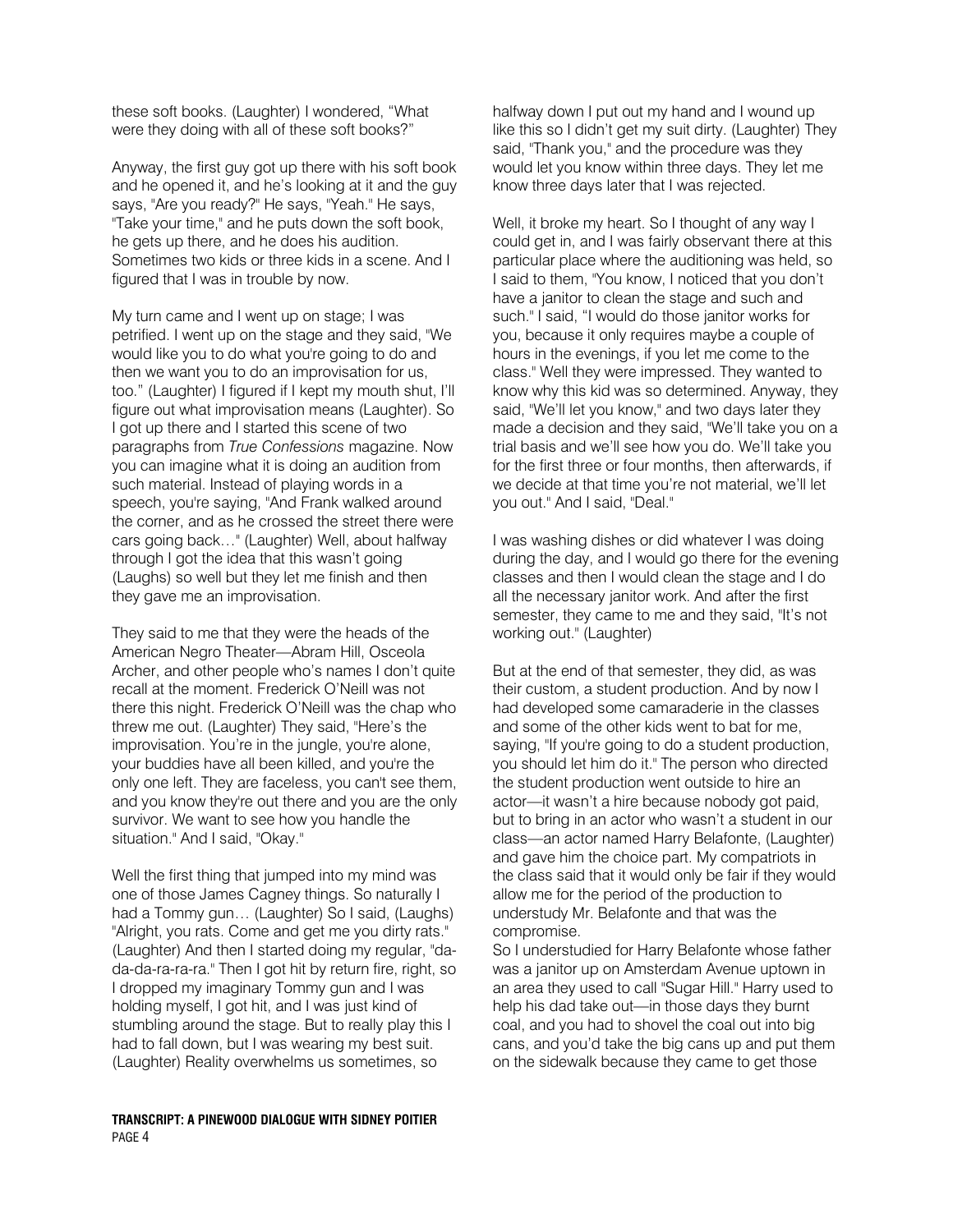these soft books. (Laughter) I wondered, "What were they doing with all of these soft books?"

Anyway, the first guy got up there with his soft book and he opened it, and he's looking at it and the guy says, "Are you ready?" He says, "Yeah." He says, "Take your time," and he puts down the soft book, he gets up there, and he does his audition. Sometimes two kids or three kids in a scene. And I figured that I was in trouble by now.

My turn came and I went up on stage; I was petrified. I went up on the stage and they said, "We would like you to do what you're going to do and then we want you to do an improvisation for us, too." (Laughter) I figured if I kept my mouth shut, I'll figure out what improvisation means (Laughter). So I got up there and I started this scene of two paragraphs from *True Confessions* magazine. Now you can imagine what it is doing an audition from such material. Instead of playing words in a speech, you're saying, "And Frank walked around the corner, and as he crossed the street there were cars going back…" (Laughter) Well, about halfway through I got the idea that this wasn't going (Laughs) so well but they let me finish and then they gave me an improvisation.

They said to me that they were the heads of the American Negro Theater—Abram Hill, Osceola Archer, and other people who's names I don't quite recall at the moment. Frederick O'Neill was not there this night. Frederick O'Neill was the chap who threw me out. (Laughter) They said, "Here's the improvisation. You're in the jungle, you're alone, your buddies have all been killed, and you're the only one left. They are faceless, you can't see them, and you know they're out there and you are the only survivor. We want to see how you handle the situation." And I said, "Okay."

Well the first thing that jumped into my mind was one of those James Cagney things. So naturally I had a Tommy gun… (Laughter) So I said, (Laughs) "Alright, you rats. Come and get me you dirty rats." (Laughter) And then I started doing my regular, "da-da-da-ra-ra-ra." Then I got hit by return fire, right, so I dropped my imaginary Tommy gun and I was holding myself, I got hit, and I was just kind of stumbling around the stage. But to really play this I had to fall down, but I was wearing my best suit. (Laughter) Reality overwhelms us sometimes, so halfway down I put out my hand and I wound up like this so I didn't get my suit dirty. (Laughter) They said, "Thank you," and the procedure was they would let you know within three days. They let me know three days later that I was rejected.

Well, it broke my heart. So I thought of any way I could get in, and I was fairly observant there at this particular place where the auditioning was held, so I said to them, "You know, I noticed that you don't have a janitor to clean the stage and such and such." I said, "I would do those janitor works for you, because it only requires maybe a couple of hours in the evenings, if you let me come to the class." Well they were impressed. They wanted to know why this kid was so determined. Anyway, they said, "We'll let you know," and two days later they made a decision and they said, "We'll take you on a trial basis and we'll see how you do. We'll take you for the first three or four months, then afterwards, if we decide at that time you're not material, we'll let you out." And I said, "Deal."

I was washing dishes or did whatever I was doing during the day, and I would go there for the evening classes and then I would clean the stage and I do all the necessary janitor work. And after the first semester, they came to me and they said, "It's not working out." (Laughter)

But at the end of that semester, they did, as was their custom, a student production. And by now I had developed some camaraderie in the classes and some of the other kids went to bat for me, saying, "If you're going to do a student production, you should let him do it." The person who directed the student production went outside to hire an actor—it wasn't a hire because nobody got paid, but to bring in an actor who wasn't a student in our class—an actor named Harry Belafonte, (Laughter) and gave him the choice part. My compatriots in the class said that it would only be fair if they would allow me for the period of the production to understudy Mr. Belafonte and that was the compromise.

So I understudied for Harry Belafonte whose father was a janitor up on Amsterdam Avenue uptown in an area they used to call "Sugar Hill." Harry used to help his dad take out—in those days they burnt coal, and you had to shovel the coal out into big cans, and you'd take the big cans up and put them on the sidewalk because they came to get those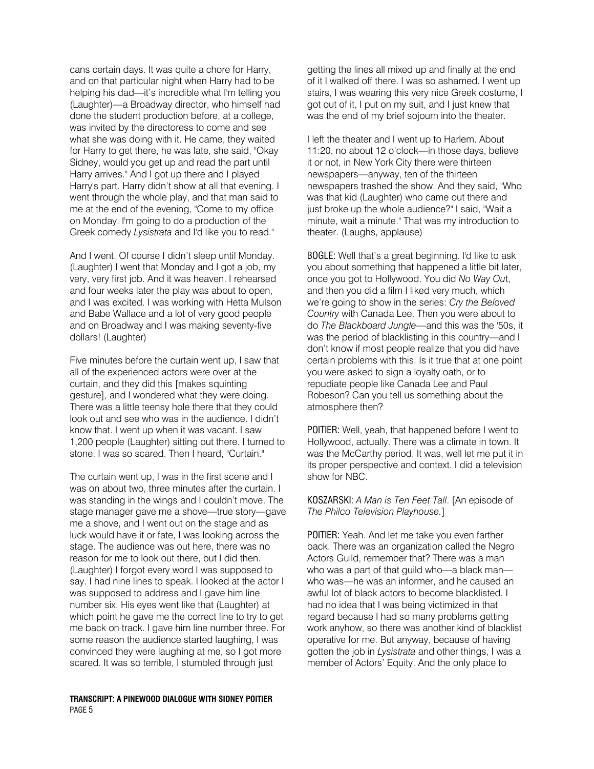cans certain days. It was quite a chore for Harry, and on that particular night when Harry had to be helping his dad—it's incredible what I'm telling you (Laughter)—a Broadway director, who himself had done the student production before, at a college, was invited by the directoress to come and see what she was doing with it. He came, they waited for Harry to get there, he was late, she said, "Okay Sidney, would you get up and read the part until Harry arrives." And I got up there and I played Harry's part. Harry didn't show at all that evening. I went through the whole play, and that man said to me at the end of the evening, "Come to my office on Monday. I'm going to do a production of the Greek comedy *Lysistrata* and I'd like you to read."

And I went. Of course I didn't sleep until Monday. (Laughter) I went that Monday and I got a job, my very, very first job. And it was heaven. I rehearsed and four weeks later the play was about to open, and I was excited. I was working with Hetta Mulson and Babe Wallace and a lot of very good people and on Broadway and I was making seventy-five dollars! (Laughter)

Five minutes before the curtain went up, I saw that all of the experienced actors were over at the curtain, and they did this [makes squinting gesture], and I wondered what they were doing. There was a little teensy hole there that they could look out and see who was in the audience. I didn't know that. I went up when it was vacant. I saw 1,200 people (Laughter) sitting out there. I turned to stone. I was so scared. Then I heard, "Curtain."

The curtain went up, I was in the first scene and I was on about two, three minutes after the curtain. I was standing in the wings and I couldn't move. The stage manager gave me a shove—true story—gave me a shove, and I went out on the stage and as luck would have it or fate, I was looking across the stage. The audience was out here, there was no reason for me to look out there, but I did then. (Laughter) I forgot every word I was supposed to say. I had nine lines to speak. I looked at the actor I was supposed to address and I gave him line number six. His eyes went like that (Laughter) at which point he gave me the correct line to try to get me back on track. I gave him line number three. For some reason the audience started laughing, I was convinced they were laughing at me, so I got more scared. It was so terrible, I stumbled through just getting the lines all mixed up and finally at the end of it I walked off there. I was so ashamed. I went up stairs, I was wearing this very nice Greek costume, I got out of it, I put on my suit, and I just knew that was the end of my brief sojourn into the theater.

I left the theater and I went up to Harlem. About 11:20, no about 12 o'clock—in those days, believe it or not, in New York City there were thirteen newspapers—anyway, ten of the thirteen newspapers trashed the show. And they said, "Who was that kid (Laughter) who came out there and just broke up the whole audience?" I said, "Wait a minute, wait a minute." That was my introduction to theater. (Laughs, applause)

**BOGLE:** Well that's a great beginning. I'd like to ask you about something that happened a little bit later, once you got to Hollywood. You did *No Way Out*, and then you did a film I liked very much, which we're going to show in the series: *Cry the Beloved Country* with Canada Lee. Then you were about to do *The Blackboard Jungle*—and this was the '50s, it was the period of blacklisting in this country—and I don't know if most people realize that you did have certain problems with this. Is it true that at one point you were asked to sign a loyalty oath, or to repudiate people like Canada Lee and Paul Robeson? Can you tell us something about the atmosphere then?

**POITIER:** Well, yeah, that happened before I went to Hollywood, actually. There was a climate in town. It was the McCarthy period. It was, well let me put it in its proper perspective and context. I did a television show for NBC.

**KOSZARSKI:** *A Man is Ten Feet Tall*. [An episode of *The Philco Television Playhouse*.]

**POITIER:** Yeah. And let me take you even farther back. There was an organization called the Negro Actors Guild, remember that? There was a man who was a part of that guild who—a black man—who was—he was an informer, and he caused an awful lot of black actors to become blacklisted. I had no idea that I was being victimized in that regard because I had so many problems getting work anyhow, so there was another kind of blacklist operative for me. But anyway, because of having gotten the job in *Lysistrata* and other things, I was a member of Actors' Equity. And the only place to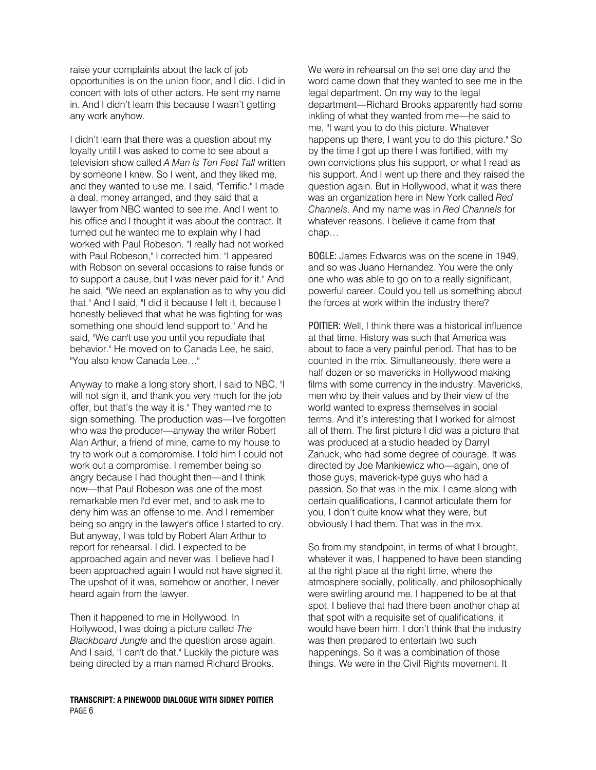raise your complaints about the lack of job opportunities is on the union floor, and I did. I did in concert with lots of other actors. He sent my name in. And I didn't learn this because I wasn't getting any work anyhow.

I didn't learn that there was a question about my loyalty until I was asked to come to see about a television show called *A Man Is Ten Feet Tall* written by someone I knew. So I went, and they liked me, and they wanted to use me. I said, "Terrific." I made a deal, money arranged, and they said that a lawyer from NBC wanted to see me. And I went to his office and I thought it was about the contract. It turned out he wanted me to explain why I had worked with Paul Robeson. "I really had not worked with Paul Robeson," I corrected him. "I appeared with Robson on several occasions to raise funds or to support a cause, but I was never paid for it." And he said, "We need an explanation as to why you did that." And I said, "I did it because I felt it, because I honestly believed that what he was fighting for was something one should lend support to." And he said, "We can't use you until you repudiate that behavior." He moved on to Canada Lee, he said, "You also know Canada Lee…"

Anyway to make a long story short, I said to NBC, "I will not sign it, and thank you very much for the job offer, but that's the way it is." They wanted me to sign something. The production was—I've forgotten who was the producer—anyway the writer Robert Alan Arthur, a friend of mine, came to my house to try to work out a compromise. I told him I could not work out a compromise. I remember being so angry because I had thought then—and I think now—that Paul Robeson was one of the most remarkable men I'd ever met, and to ask me to deny him was an offense to me. And I remember being so angry in the lawyer's office I started to cry. But anyway, I was told by Robert Alan Arthur to report for rehearsal. I did. I expected to be approached again and never was. I believe had I been approached again I would not have signed it. The upshot of it was, somehow or another, I never heard again from the lawyer.

Then it happened to me in Hollywood. In Hollywood, I was doing a picture called *The Blackboard Jungle* and the question arose again. And I said, "I can't do that." Luckily the picture was being directed by a man named Richard Brooks. We were in rehearsal on the set one day and the word came down that they wanted to see me in the legal department. On my way to the legal department—Richard Brooks apparently had some inkling of what they wanted from me—he said to me, "I want you to do this picture. Whatever happens up there, I want you to do this picture." So by the time I got up there I was fortified, with my own convictions plus his support, or what I read as his support. And I went up there and they raised the question again. But in Hollywood, what it was there was an organization here in New York called *Red Channels*. And my name was in *Red Channels* for whatever reasons. I believe it came from that chap…

BOGLE: James Edwards was on the scene in 1949, and so was Juano Hernandez. You were the only one who was able to go on to a really significant, powerful career. Could you tell us something about the forces at work within the industry there?

POITIER: Well, I think there was a historical influence at that time. History was such that America was about to face a very painful period. That has to be counted in the mix. Simultaneously, there were a half dozen or so mavericks in Hollywood making films with some currency in the industry. Mavericks, men who by their values and by their view of the world wanted to express themselves in social terms. And it's interesting that I worked for almost all of them. The first picture I did was a picture that was produced at a studio headed by Darryl Zanuck, who had some degree of courage. It was directed by Joe Mankiewicz who—again, one of those guys, maverick-type guys who had a passion. So that was in the mix. I came along with certain qualifications, I cannot articulate them for you, I don't quite know what they were, but obviously I had them. That was in the mix.

So from my standpoint, in terms of what I brought, whatever it was, I happened to have been standing at the right place at the right time, where the atmosphere socially, politically, and philosophically were swirling around me. I happened to be at that spot. I believe that had there been another chap at that spot with a requisite set of qualifications, it would have been him. I don't think that the industry was then prepared to entertain two such happenings. So it was a combination of those things. We were in the Civil Rights movement. It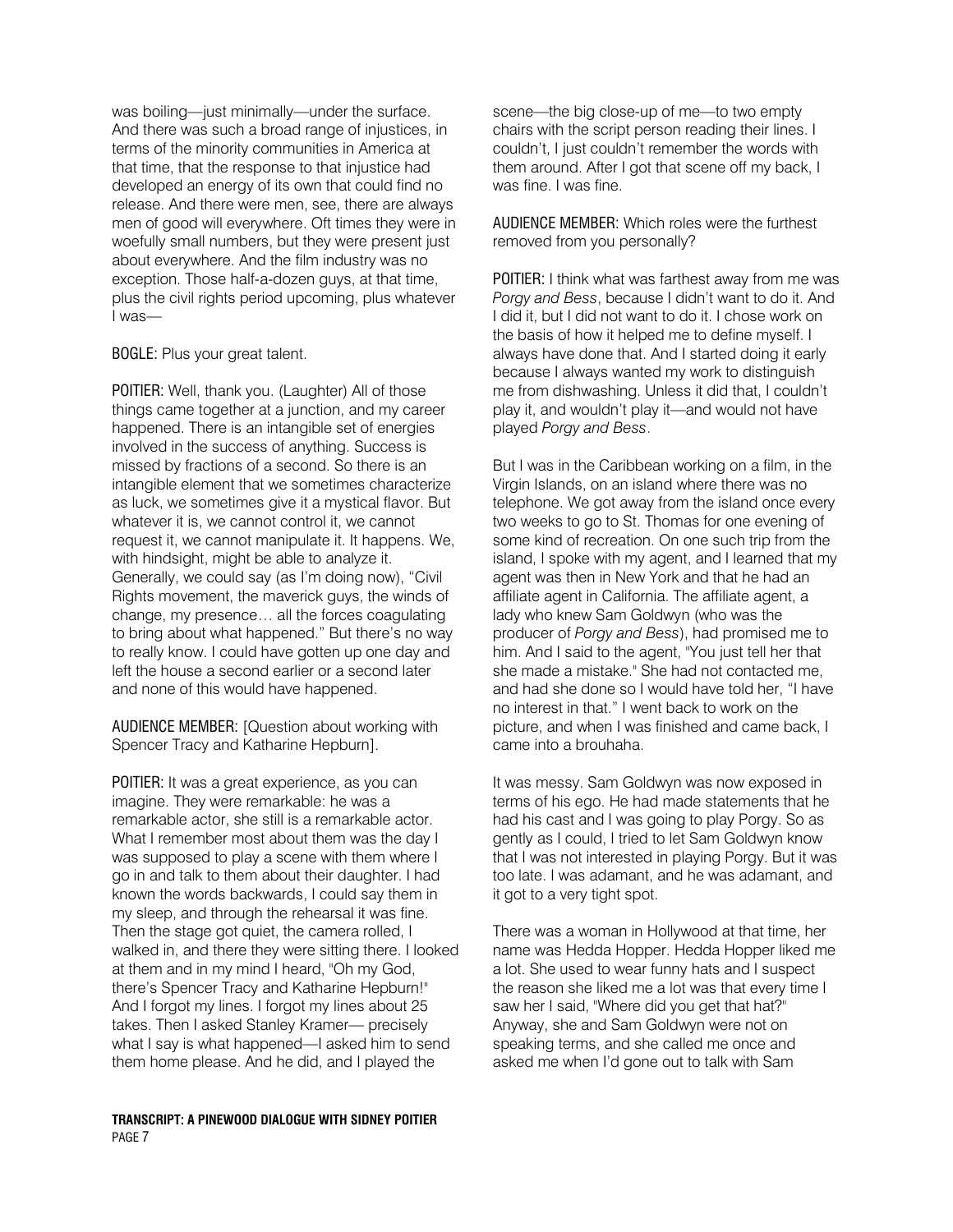was boiling—just minimally—under the surface. And there was such a broad range of injustices, in terms of the minority communities in America at that time, that the response to that injustice had developed an energy of its own that could find no release. And there were men, see, there are always men of good will everywhere. Oft times they were in woefully small numbers, but they were present just about everywhere. And the film industry was no exception. Those half-a-dozen guys, at that time, plus the civil rights period upcoming, plus whatever I was—

BOGLE: Plus your great talent.

POITIER: Well, thank you. (Laughter) All of those things came together at a junction, and my career happened. There is an intangible set of energies involved in the success of anything. Success is missed by fractions of a second. So there is an intangible element that we sometimes characterize as luck, we sometimes give it a mystical flavor. But whatever it is, we cannot control it, we cannot request it, we cannot manipulate it. It happens. We, with hindsight, might be able to analyze it. Generally, we could say (as I'm doing now), "Civil Rights movement, the maverick guys, the winds of change, my presence… all the forces coagulating to bring about what happened." But there's no way to really know. I could have gotten up one day and left the house a second earlier or a second later and none of this would have happened.

AUDIENCE MEMBER: [Question about working with Spencer Tracy and Katharine Hepburn].

POITIER: It was a great experience, as you can imagine. They were remarkable: he was a remarkable actor, she still is a remarkable actor. What I remember most about them was the day I was supposed to play a scene with them where I go in and talk to them about their daughter. I had known the words backwards, I could say them in my sleep, and through the rehearsal it was fine. Then the stage got quiet, the camera rolled, I walked in, and there they were sitting there. I looked at them and in my mind I heard, "Oh my God, there's Spencer Tracy and Katharine Hepburn!" And I forgot my lines. I forgot my lines about 25 takes. Then I asked Stanley Kramer— precisely what I say is what happened—I asked him to send them home please. And he did, and I played the scene—the big close-up of me—to two empty chairs with the script person reading their lines. I couldn't, I just couldn't remember the words with them around. After I got that scene off my back, I was fine. I was fine.

AUDIENCE MEMBER: Which roles were the furthest removed from you personally?

POITIER: I think what was farthest away from me was *Porgy and Bess*, because I didn't want to do it. And I did it, but I did not want to do it. I chose work on the basis of how it helped me to define myself. I always have done that. And I started doing it early because I always wanted my work to distinguish me from dishwashing. Unless it did that, I couldn't play it, and wouldn't play it—and would not have played *Porgy and Bess*.

But I was in the Caribbean working on a film, in the Virgin Islands, on an island where there was no telephone. We got away from the island once every two weeks to go to St. Thomas for one evening of some kind of recreation. On one such trip from the island, I spoke with my agent, and I learned that my agent was then in New York and that he had an affiliate agent in California. The affiliate agent, a lady who knew Sam Goldwyn (who was the producer of *Porgy and Bess*), had promised me to him. And I said to the agent, "You just tell her that she made a mistake." She had not contacted me, and had she done so I would have told her, "I have no interest in that." I went back to work on the picture, and when I was finished and came back, I came into a brouhaha.

It was messy. Sam Goldwyn was now exposed in terms of his ego. He had made statements that he had his cast and I was going to play Porgy. So as gently as I could, I tried to let Sam Goldwyn know that I was not interested in playing Porgy. But it was too late. I was adamant, and he was adamant, and it got to a very tight spot.

There was a woman in Hollywood at that time, her name was Hedda Hopper. Hedda Hopper liked me a lot. She used to wear funny hats and I suspect the reason she liked me a lot was that every time I saw her I said, "Where did you get that hat?" Anyway, she and Sam Goldwyn were not on speaking terms, and she called me once and asked me when I'd gone out to talk with Sam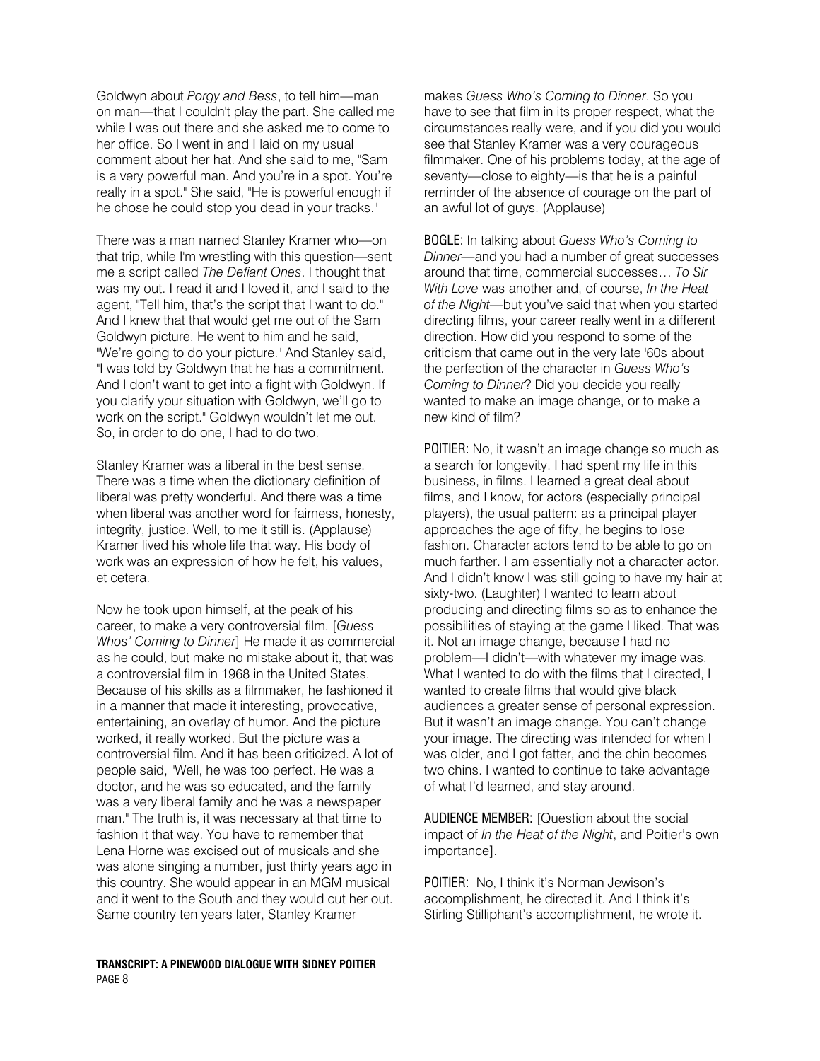Goldwyn about *Porgy and Bess*, to tell him—man on man—that I couldn't play the part. She called me while I was out there and she asked me to come to her office. So I went in and I laid on my usual comment about her hat. And she said to me, "Sam is a very powerful man. And you're in a spot. You're really in a spot." She said, "He is powerful enough if he chose he could stop you dead in your tracks."

There was a man named Stanley Kramer who—on that trip, while I'm wrestling with this question—sent me a script called *The Defiant Ones*. I thought that was my out. I read it and I loved it, and I said to the agent, "Tell him, that's the script that I want to do." And I knew that that would get me out of the Sam Goldwyn picture. He went to him and he said, "We're going to do your picture." And Stanley said, "I was told by Goldwyn that he has a commitment. And I don't want to get into a fight with Goldwyn. If you clarify your situation with Goldwyn, we'll go to work on the script." Goldwyn wouldn't let me out. So, in order to do one, I had to do two.

Stanley Kramer was a liberal in the best sense. There was a time when the dictionary definition of liberal was pretty wonderful. And there was a time when liberal was another word for fairness, honesty, integrity, justice. Well, to me it still is. (Applause) Kramer lived his whole life that way. His body of work was an expression of how he felt, his values, et cetera.

Now he took upon himself, at the peak of his career, to make a very controversial film. [*Guess Whos' Coming to Dinner*] He made it as commercial as he could, but make no mistake about it, that was a controversial film in 1968 in the United States. Because of his skills as a filmmaker, he fashioned it in a manner that made it interesting, provocative, entertaining, an overlay of humor. And the picture worked, it really worked. But the picture was a controversial film. And it has been criticized. A lot of people said, "Well, he was too perfect. He was a doctor, and he was so educated, and the family was a very liberal family and he was a newspaper man." The truth is, it was necessary at that time to fashion it that way. You have to remember that Lena Horne was excised out of musicals and she was alone singing a number, just thirty years ago in this country. She would appear in an MGM musical and it went to the South and they would cut her out. Same country ten years later, Stanley Kramer makes *Guess Who's Coming to Dinner*. So you have to see that film in its proper respect, what the circumstances really were, and if you did you would see that Stanley Kramer was a very courageous filmmaker. One of his problems today, at the age of seventy—close to eighty—is that he is a painful reminder of the absence of courage on the part of an awful lot of guys. (Applause)

BOGLE: In talking about *Guess Who's Coming to Dinner*—and you had a number of great successes around that time, commercial successes… *To Sir With Love* was another and, of course, *In the Heat of the Night*—but you've said that when you started directing films, your career really went in a different direction. How did you respond to some of the criticism that came out in the very late '60s about the perfection of the character in *Guess Who's Coming to Dinner*? Did you decide you really wanted to make an image change, or to make a new kind of film?

POITIER: No, it wasn't an image change so much as a search for longevity. I had spent my life in this business, in films. I learned a great deal about films, and I know, for actors (especially principal players), the usual pattern: as a principal player approaches the age of fifty, he begins to lose fashion. Character actors tend to be able to go on much farther. I am essentially not a character actor. And I didn't know I was still going to have my hair at sixty-two. (Laughter) I wanted to learn about producing and directing films so as to enhance the possibilities of staying at the game I liked. That was it. Not an image change, because I had no problem—I didn't—with whatever my image was. What I wanted to do with the films that I directed, I wanted to create films that would give black audiences a greater sense of personal expression. But it wasn't an image change. You can't change your image. The directing was intended for when I was older, and I got fatter, and the chin becomes two chins. I wanted to continue to take advantage of what I'd learned, and stay around.

AUDIENCE MEMBER: [Question about the social impact of *In the Heat of the Night*, and Poitier's own importance].

POITIER: No, I think it's Norman Jewison's accomplishment, he directed it. And I think it's Stirling Stilliphant's accomplishment, he wrote it.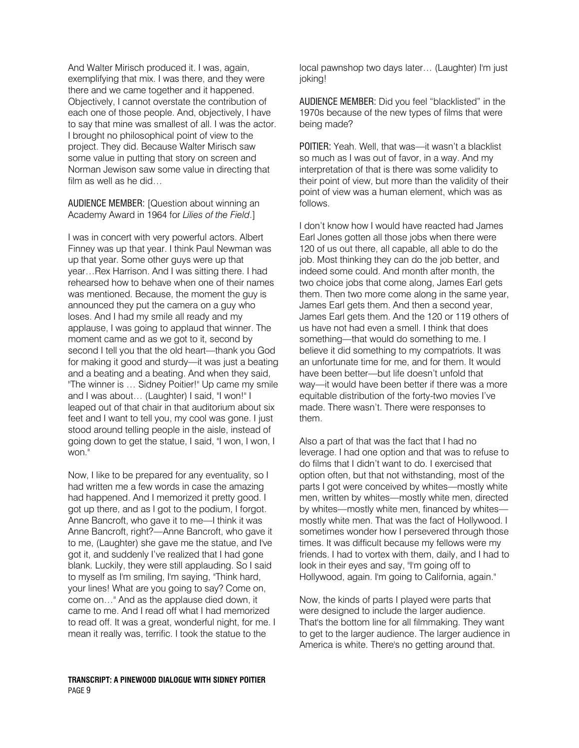And Walter Mirisch produced it. I was, again, exemplifying that mix. I was there, and they were there and we came together and it happened. Objectively, I cannot overstate the contribution of each one of those people. And, objectively, I have to say that mine was smallest of all. I was the actor. I brought no philosophical point of view to the project. They did. Because Walter Mirisch saw some value in putting that story on screen and Norman Jewison saw some value in directing that film as well as he did…

**AUDIENCE MEMBER:** [Question about winning an Academy Award in 1964 for *Lilies of the Field*.]

I was in concert with very powerful actors. Albert Finney was up that year. I think Paul Newman was up that year. Some other guys were up that year…Rex Harrison. And I was sitting there. I had rehearsed how to behave when one of their names was mentioned. Because, the moment the guy is announced they put the camera on a guy who loses. And I had my smile all ready and my applause, I was going to applaud that winner. The moment came and as we got to it, second by second I tell you that the old heart—thank you God for making it good and sturdy—it was just a beating and a beating and a beating. And when they said, "The winner is … Sidney Poitier!" Up came my smile and I was about… (Laughter) I said, "I won!" I leaped out of that chair in that auditorium about six feet and I want to tell you, my cool was gone. I just stood around telling people in the aisle, instead of going down to get the statue, I said, "I won, I won, I won."

Now, I like to be prepared for any eventuality, so I had written me a few words in case the amazing had happened. And I memorized it pretty good. I got up there, and as I got to the podium, I forgot. Anne Bancroft, who gave it to me—I think it was Anne Bancroft, right?—Anne Bancroft, who gave it to me, (Laughter) she gave me the statue, and I've got it, and suddenly I've realized that I had gone blank. Luckily, they were still applauding. So I said to myself as I'm smiling, I'm saying, "Think hard, your lines! What are you going to say? Come on, come on…" And as the applause died down, it came to me. And I read off what I had memorized to read off. It was a great, wonderful night, for me. I mean it really was, terrific. I took the statue to the local pawnshop two days later… (Laughter) I'm just joking!

**AUDIENCE MEMBER:** Did you feel "blacklisted" in the 1970s because of the new types of films that were being made?

**POITIER:** Yeah. Well, that was—it wasn't a blacklist so much as I was out of favor, in a way. And my interpretation of that is there was some validity to their point of view, but more than the validity of their point of view was a human element, which was as follows.

I don't know how I would have reacted had James Earl Jones gotten all those jobs when there were 120 of us out there, all capable, all able to do the job. Most thinking they can do the job better, and indeed some could. And month after month, the two choice jobs that come along, James Earl gets them. Then two more come along in the same year, James Earl gets them. And then a second year, James Earl gets them. And the 120 or 119 others of us have not had even a smell. I think that does something—that would do something to me. I believe it did something to my compatriots. It was an unfortunate time for me, and for them. It would have been better—but life doesn't unfold that way—it would have been better if there was a more equitable distribution of the forty-two movies I've made. There wasn't. There were responses to them.

Also a part of that was the fact that I had no leverage. I had one option and that was to refuse to do films that I didn't want to do. I exercised that option often, but that not withstanding, most of the parts I got were conceived by whites—mostly white men, written by whites—mostly white men, directed by whites—mostly white men, financed by whites—mostly white men. That was the fact of Hollywood. I sometimes wonder how I persevered through those times. It was difficult because my fellows were my friends. I had to vortex with them, daily, and I had to look in their eyes and say, "I'm going off to Hollywood, again. I'm going to California, again."

Now, the kinds of parts I played were parts that were designed to include the larger audience. That's the bottom line for all filmmaking. They want to get to the larger audience. The larger audience in America is white. There's no getting around that.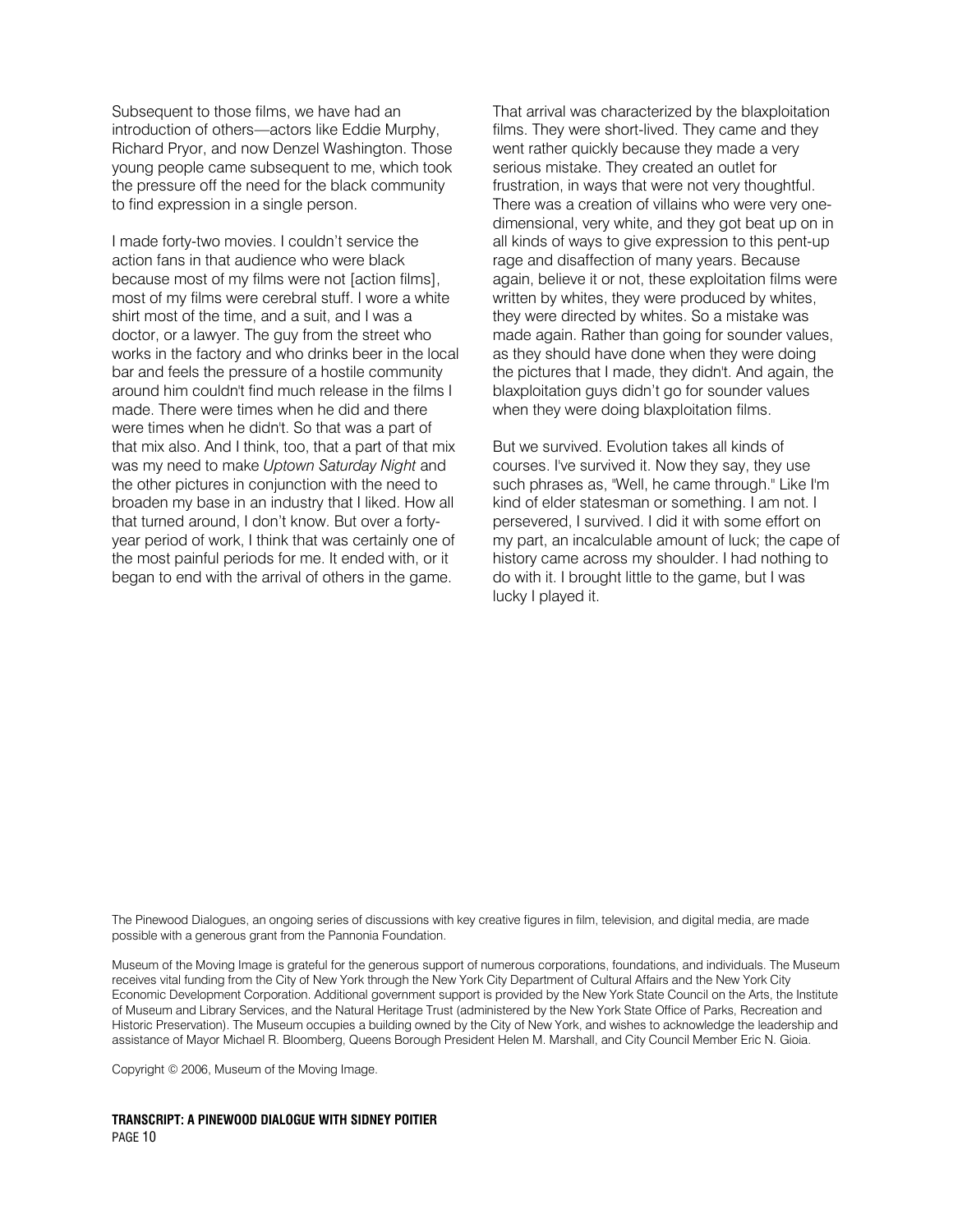Subsequent to those films, we have had an introduction of others—actors like Eddie Murphy, Richard Pryor, and now Denzel Washington. Those young people came subsequent to me, which took the pressure off the need for the black community to find expression in a single person.

I made forty-two movies. I couldn't service the action fans in that audience who were black because most of my films were not [action films], most of my films were cerebral stuff. I wore a white shirt most of the time, and a suit, and I was a doctor, or a lawyer. The guy from the street who works in the factory and who drinks beer in the local bar and feels the pressure of a hostile community around him couldn't find much release in the films I made. There were times when he did and there were times when he didn't. So that was a part of that mix also. And I think, too, that a part of that mix was my need to make *Uptown Saturday Night* and the other pictures in conjunction with the need to broaden my base in an industry that I liked. How all that turned around, I don't know. But over a forty-year period of work, I think that was certainly one of the most painful periods for me. It ended with, or it began to end with the arrival of others in the game.

That arrival was characterized by the blaxploitation films. They were short-lived. They came and they went rather quickly because they made a very serious mistake. They created an outlet for frustration, in ways that were not very thoughtful. There was a creation of villains who were very one-dimensional, very white, and they got beat up on in all kinds of ways to give expression to this pent-up rage and disaffection of many years. Because again, believe it or not, these exploitation films were written by whites, they were produced by whites, they were directed by whites. So a mistake was made again. Rather than going for sounder values, as they should have done when they were doing the pictures that I made, they didn't. And again, the blaxploitation guys didn't go for sounder values when they were doing blaxploitation films.

But we survived. Evolution takes all kinds of courses. I've survived it. Now they say, they use such phrases as, "Well, he came through." Like I'm kind of elder statesman or something. I am not. I persevered, I survived. I did it with some effort on my part, an incalculable amount of luck; the cape of history came across my shoulder. I had nothing to do with it. I brought little to the game, but I was lucky I played it.

The Pinewood Dialogues, an ongoing series of discussions with key creative figures in film, television, and digital media, are made possible with a generous grant from the Pannonia Foundation.

Museum of the Moving Image is grateful for the generous support of numerous corporations, foundations, and individuals. The Museum receives vital funding from the City of New York through the New York City Department of Cultural Affairs and the New York City Economic Development Corporation. Additional government support is provided by the New York State Council on the Arts, the Institute of Museum and Library Services, and the Natural Heritage Trust (administered by the New York State Office of Parks, Recreation and Historic Preservation). The Museum occupies a building owned by the City of New York, and wishes to acknowledge the leadership and assistance of Mayor Michael R. Bloomberg, Queens Borough President Helen M. Marshall, and City Council Member Eric N. Gioia.

Copyright © 2006, Museum of the Moving Image.